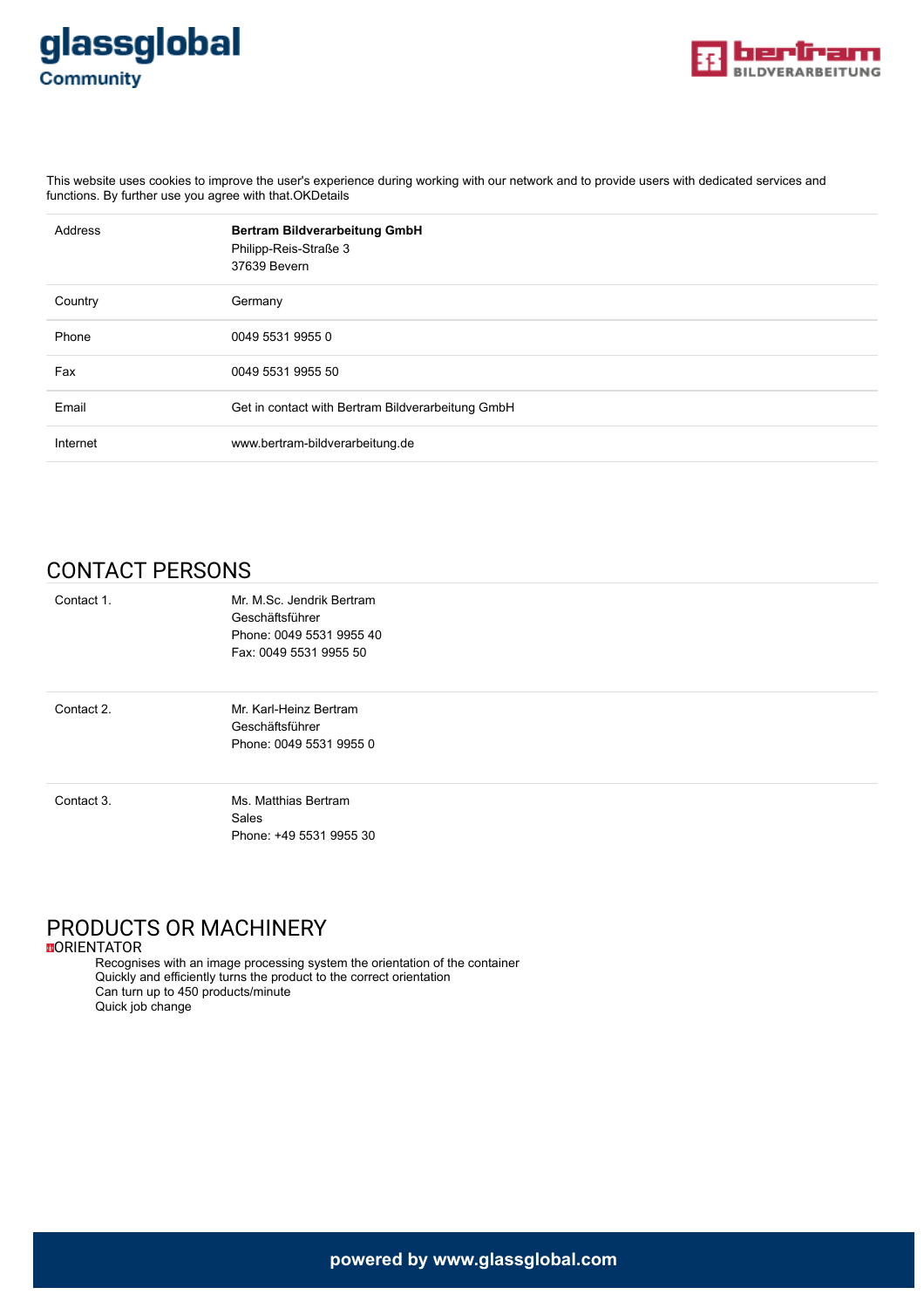This website uses cookies to improve the user's experience during working with our network and to provide users with dedicated services and functions. By further use you agree with that.OKDetails

| | |
|---|---|
| Address | **Bertram Bildverarbeitung GmbH**<br>Philipp-Reis-Straße 3<br>37639 Bevern |
| Country | Germany |
| Phone | 0049 5531 9955 0 |
| Fax | 0049 5531 9955 50 |
| Email | Get in contact with Bertram Bildverarbeitung GmbH |
| Internet | www.bertram-bildverarbeitung.de |

## CONTACT PERSONS

| | |
|---|---|
| Contact 1. | Mr. M.Sc. Jendrik Bertram<br>Geschäftsführer<br>Phone: 0049 5531 9955 40<br>Fax: 0049 5531 9955 50 |
| Contact 2. | Mr. Karl-Heinz Bertram<br>Geschäftsführer<br>Phone: 0049 5531 9955 0 |
| Contact 3. | Ms. Matthias Bertram<br>Sales<br>Phone: +49 5531 9955 30 |

## PRODUCTS OR MACHINERY

ORIENTATOR

- Recognises with an image processing system the orientation of the container
- Quickly and efficiently turns the product to the correct orientation
- Can turn up to 450 products/minute
- Quick job change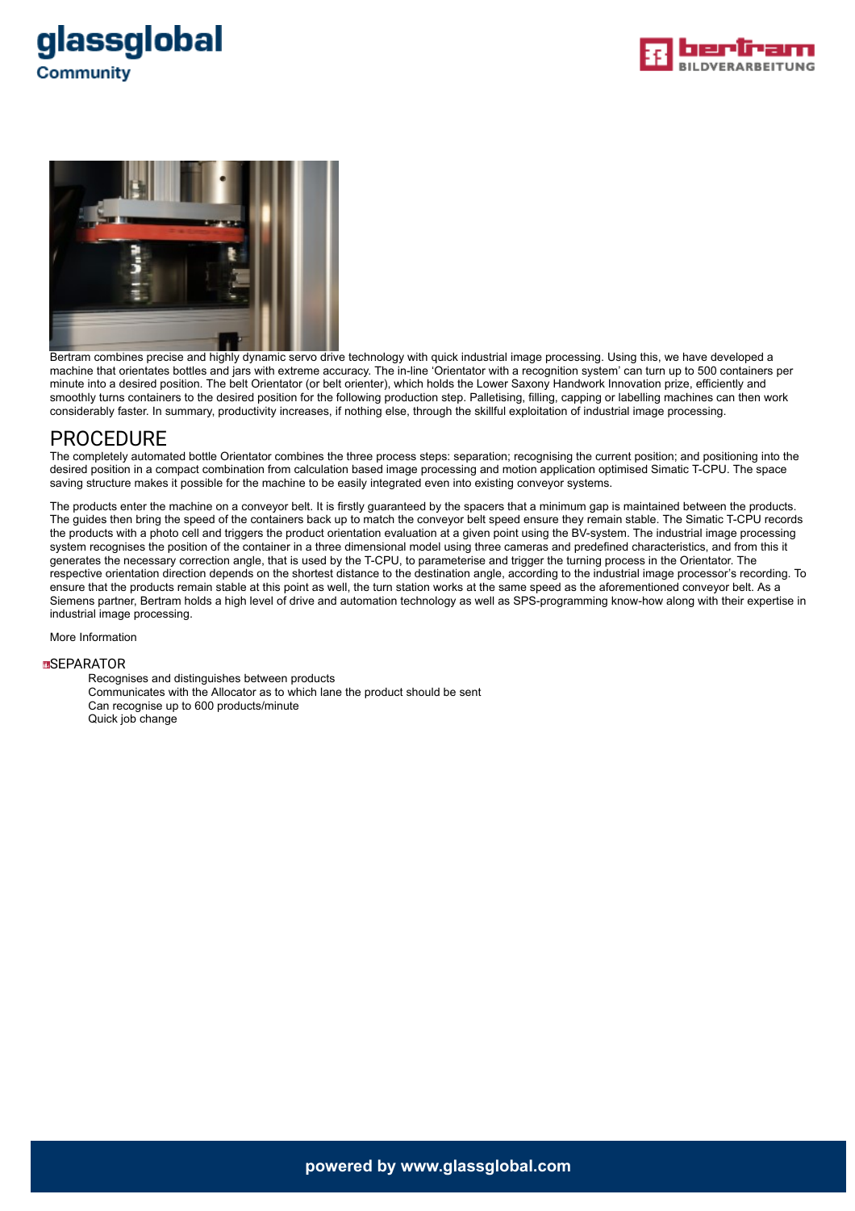Bertram combines precise and highly dynamic servo drive technology with quick industrial image processing. Using this, we have developed a machine that orientates bottles and jars with extreme accuracy. The in-line 'Orientator with a recognition system' can turn up to 500 containers per minute into a desired position. The belt Orientator (or belt orienter), which holds the Lower Saxony Handwork Innovation prize, efficiently and smoothly turns containers to the desired position for the following production step. Palletising, filling, capping or labelling machines can then work considerably faster. In summary, productivity increases, if nothing else, through the skillful exploitation of industrial image processing.

## PROCEDURE

The completely automated bottle Orientator combines the three process steps: separation; recognising the current position; and positioning into the desired position in a compact combination from calculation based image processing and motion application optimised Simatic T-CPU. The space saving structure makes it possible for the machine to be easily integrated even into existing conveyor systems.

The products enter the machine on a conveyor belt. It is firstly guaranteed by the spacers that a minimum gap is maintained between the products. The guides then bring the speed of the containers back up to match the conveyor belt speed ensure they remain stable. The Simatic T-CPU records the products with a photo cell and triggers the product orientation evaluation at a given point using the BV-system. The industrial image processing system recognises the position of the container in a three dimensional model using three cameras and predefined characteristics, and from this it generates the necessary correction angle, that is used by the T-CPU, to parameterise and trigger the turning process in the Orientator. The respective orientation direction depends on the shortest distance to the destination angle, according to the industrial image processor's recording. To ensure that the products remain stable at this point as well, the turn station works at the same speed as the aforementioned conveyor belt. As a Siemens partner, Bertram holds a high level of drive and automation technology as well as SPS-programming know-how along with their expertise in industrial image processing.

More Information

### SEPARATOR

- Recognises and distinguishes between products
- Communicates with the Allocator as to which lane the product should be sent
- Can recognise up to 600 products/minute
- Quick job change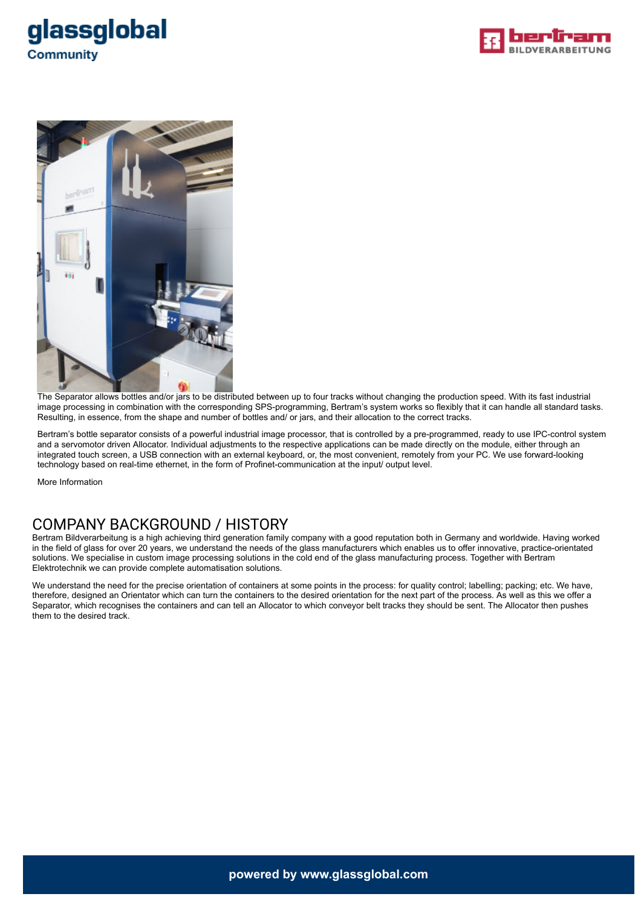The Separator allows bottles and/or jars to be distributed between up to four tracks without changing the production speed. With its fast industrial image processing in combination with the corresponding SPS-programming, Bertram's system works so flexibly that it can handle all standard tasks. Resulting, in essence, from the shape and number of bottles and/ or jars, and their allocation to the correct tracks.

Bertram's bottle separator consists of a powerful industrial image processor, that is controlled by a pre-programmed, ready to use IPC-control system and a servomotor driven Allocator. Individual adjustments to the respective applications can be made directly on the module, either through an integrated touch screen, a USB connection with an external keyboard, or, the most convenient, remotely from your PC. We use forward-looking technology based on real-time ethernet, in the form of Profinet-communication at the input/ output level.

More Information

## COMPANY BACKGROUND / HISTORY

Bertram Bildverarbeitung is a high achieving third generation family company with a good reputation both in Germany and worldwide. Having worked in the field of glass for over 20 years, we understand the needs of the glass manufacturers which enables us to offer innovative, practice-orientated solutions. We specialise in custom image processing solutions in the cold end of the glass manufacturing process. Together with Bertram Elektrotechnik we can provide complete automatisation solutions.

We understand the need for the precise orientation of containers at some points in the process: for quality control; labelling; packing; etc. We have, therefore, designed an Orientator which can turn the containers to the desired orientation for the next part of the process. As well as this we offer a Separator, which recognises the containers and can tell an Allocator to which conveyor belt tracks they should be sent. The Allocator then pushes them to the desired track.